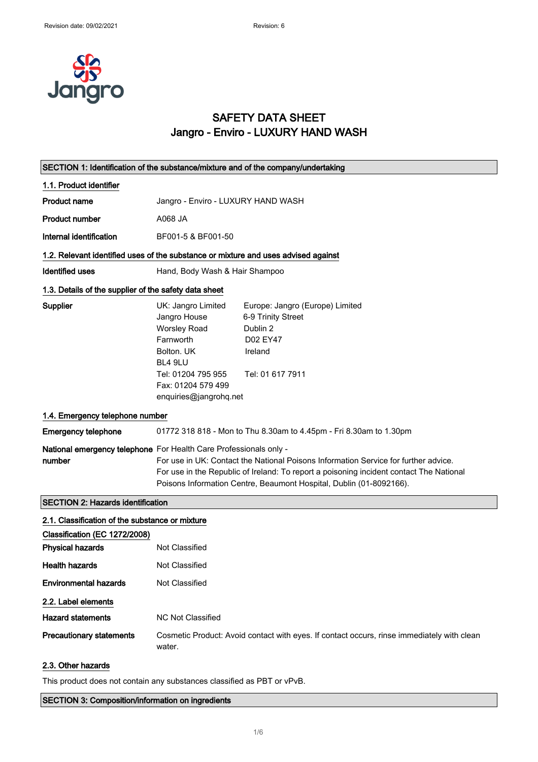# SAFETY DATA SHEET
# Jangro - Enviro - LUXURY HAND WASH

## SECTION 1: Identification of the substance/mixture and of the company/undertaking

### 1.1. Product identifier

| | |
|---|---|
| **Product name** | Jangro - Enviro - LUXURY HAND WASH |
| **Product number** | A068 JA |
| **Internal identification** | BF001-5 & BF001-50 |

### 1.2. Relevant identified uses of the substance or mixture and uses advised against

| | |
|---|---|
| **Identified uses** | Hand, Body Wash & Hair Shampoo |

### 1.3. Details of the supplier of the safety data sheet

**Supplier**

UK: Jangro Limited
Jangro House
Worsley Road
Farnworth
Bolton. UK
BL4 9LU
Tel: 01204 795 955
Fax: 01204 579 499
enquiries@jangrohq.net

Europe: Jangro (Europe) Limited
6-9 Trinity Street
Dublin 2
D02 EY47
Ireland

Tel: 01 617 7911

### 1.4. Emergency telephone number

| | |
|---|---|
| **Emergency telephone** | 01772 318 818 - Mon to Thu 8.30am to 4.45pm - Fri 8.30am to 1.30pm |
| **National emergency telephone number** | For Health Care Professionals only - For use in UK: Contact the National Poisons Information Service for further advice. For use in the Republic of Ireland: To report a poisoning incident contact The National Poisons Information Centre, Beaumont Hospital, Dublin (01-8092166). |

## SECTION 2: Hazards identification

### 2.1. Classification of the substance or mixture

**Classification (EC 1272/2008)**

| | |
|---|---|
| **Physical hazards** | Not Classified |
| **Health hazards** | Not Classified |
| **Environmental hazards** | Not Classified |

### 2.2. Label elements

| | |
|---|---|
| **Hazard statements** | NC Not Classified |
| **Precautionary statements** | Cosmetic Product: Avoid contact with eyes. If contact occurs, rinse immediately with clean water. |

### 2.3. Other hazards

This product does not contain any substances classified as PBT or vPvB.

## SECTION 3: Composition/information on ingredients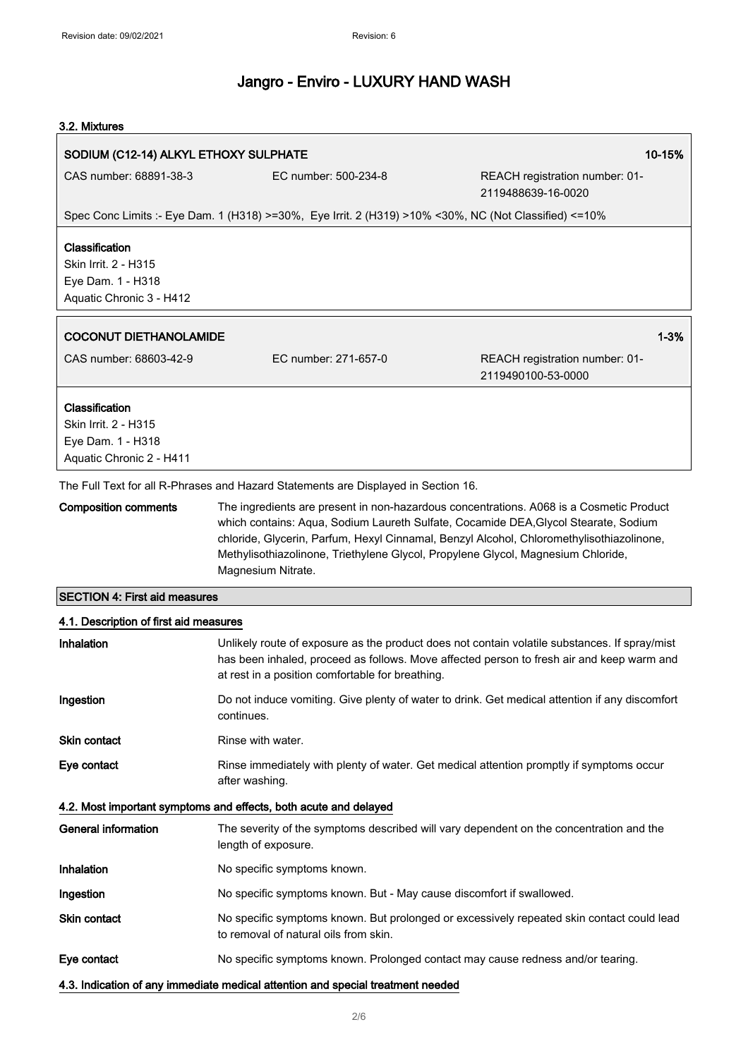### 3.2. Mixtures

| **SODIUM (C12-14) ALKYL ETHOXY SULPHATE** | | **10-15%** |
|---|---|---|
| CAS number: 68891-38-3 | EC number: 500-234-8 | REACH registration number: 01-2119488639-16-0020 |
| Spec Conc Limits :- Eye Dam. 1 (H318) >=30%, Eye Irrit. 2 (H319) >10% <30%, NC (Not Classified) <=10% | | |

**Classification**
Skin Irrit. 2 - H315
Eye Dam. 1 - H318
Aquatic Chronic 3 - H412

| **COCONUT DIETHANOLAMIDE** | | **1-3%** |
|---|---|---|
| CAS number: 68603-42-9 | EC number: 271-657-0 | REACH registration number: 01-2119490100-53-0000 |

**Classification**
Skin Irrit. 2 - H315
Eye Dam. 1 - H318
Aquatic Chronic 2 - H411

The Full Text for all R-Phrases and Hazard Statements are Displayed in Section 16.

**Composition comments** The ingredients are present in non-hazardous concentrations. A068 is a Cosmetic Product which contains: Aqua, Sodium Laureth Sulfate, Cocamide DEA,Glycol Stearate, Sodium chloride, Glycerin, Parfum, Hexyl Cinnamal, Benzyl Alcohol, Chloromethylisothiazolinone, Methylisothiazolinone, Triethylene Glycol, Propylene Glycol, Magnesium Chloride, Magnesium Nitrate.

## SECTION 4: First aid measures

### 4.1. Description of first aid measures

**Inhalation** Unlikely route of exposure as the product does not contain volatile substances. If spray/mist has been inhaled, proceed as follows. Move affected person to fresh air and keep warm and at rest in a position comfortable for breathing.

**Ingestion** Do not induce vomiting. Give plenty of water to drink. Get medical attention if any discomfort continues.

**Skin contact** Rinse with water.

**Eye contact** Rinse immediately with plenty of water. Get medical attention promptly if symptoms occur after washing.

### 4.2. Most important symptoms and effects, both acute and delayed

**General information** The severity of the symptoms described will vary dependent on the concentration and the length of exposure.

**Inhalation** No specific symptoms known.

**Ingestion** No specific symptoms known. But - May cause discomfort if swallowed.

**Skin contact** No specific symptoms known. But prolonged or excessively repeated skin contact could lead to removal of natural oils from skin.

**Eye contact** No specific symptoms known. Prolonged contact may cause redness and/or tearing.

### 4.3. Indication of any immediate medical attention and special treatment needed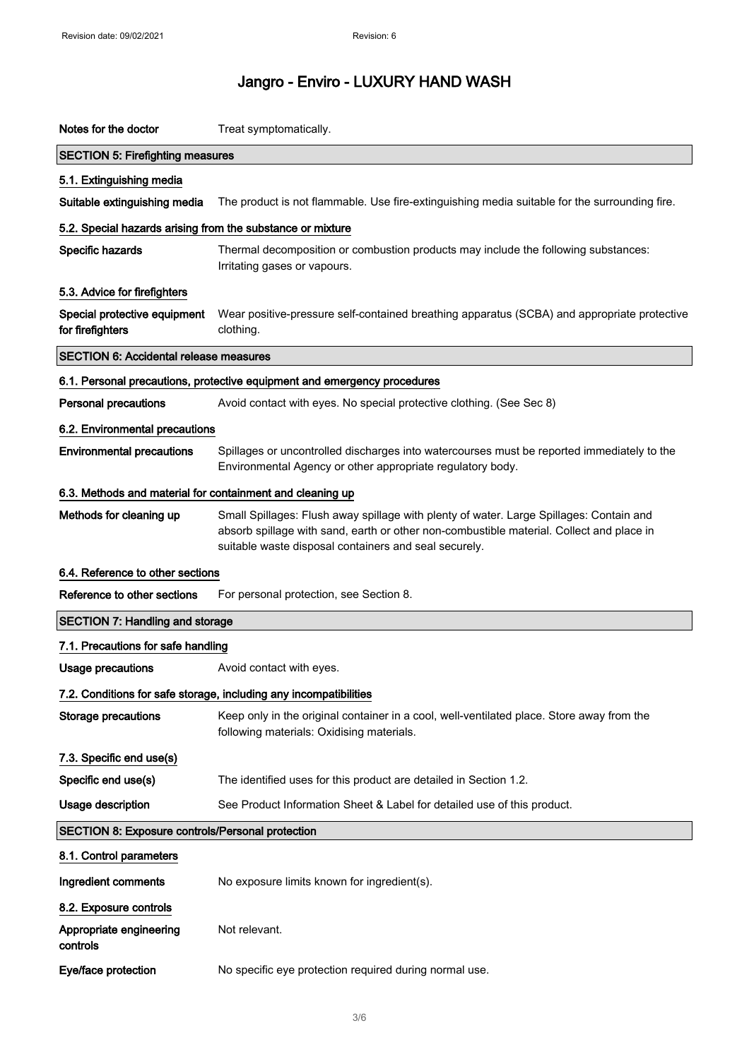| | |
|---|---|
| **Notes for the doctor** | Treat symptomatically. |

## SECTION 5: Firefighting measures

### 5.1. Extinguishing media

| | |
|---|---|
| **Suitable extinguishing media** | The product is not flammable. Use fire-extinguishing media suitable for the surrounding fire. |

### 5.2. Special hazards arising from the substance or mixture

| | |
|---|---|
| **Specific hazards** | Thermal decomposition or combustion products may include the following substances: Irritating gases or vapours. |

### 5.3. Advice for firefighters

| | |
|---|---|
| **Special protective equipment for firefighters** | Wear positive-pressure self-contained breathing apparatus (SCBA) and appropriate protective clothing. |

## SECTION 6: Accidental release measures

### 6.1. Personal precautions, protective equipment and emergency procedures

| | |
|---|---|
| **Personal precautions** | Avoid contact with eyes. No special protective clothing. (See Sec 8) |

### 6.2. Environmental precautions

| | |
|---|---|
| **Environmental precautions** | Spillages or uncontrolled discharges into watercourses must be reported immediately to the Environmental Agency or other appropriate regulatory body. |

### 6.3. Methods and material for containment and cleaning up

| | |
|---|---|
| **Methods for cleaning up** | Small Spillages: Flush away spillage with plenty of water. Large Spillages: Contain and absorb spillage with sand, earth or other non-combustible material. Collect and place in suitable waste disposal containers and seal securely. |

### 6.4. Reference to other sections

| | |
|---|---|
| **Reference to other sections** | For personal protection, see Section 8. |

## SECTION 7: Handling and storage

### 7.1. Precautions for safe handling

| | |
|---|---|
| **Usage precautions** | Avoid contact with eyes. |

### 7.2. Conditions for safe storage, including any incompatibilities

| | |
|---|---|
| **Storage precautions** | Keep only in the original container in a cool, well-ventilated place. Store away from the following materials: Oxidising materials. |

### 7.3. Specific end use(s)

| | |
|---|---|
| **Specific end use(s)** | The identified uses for this product are detailed in Section 1.2. |
| **Usage description** | See Product Information Sheet & Label for detailed use of this product. |

## SECTION 8: Exposure controls/Personal protection

### 8.1. Control parameters

| | |
|---|---|
| **Ingredient comments** | No exposure limits known for ingredient(s). |

### 8.2. Exposure controls

| | |
|---|---|
| **Appropriate engineering controls** | Not relevant. |
| **Eye/face protection** | No specific eye protection required during normal use. |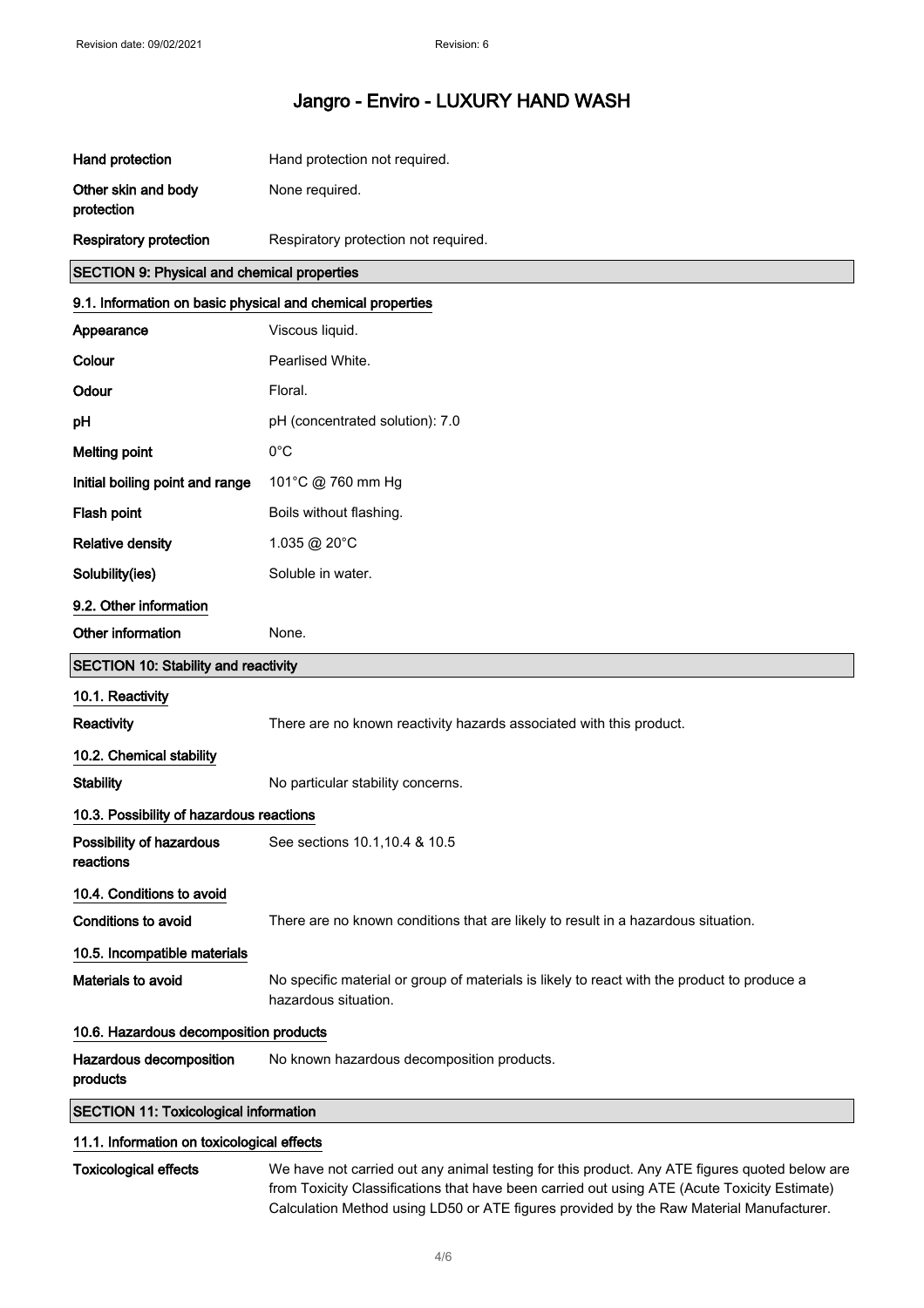| | |
|---|---|
| **Hand protection** | Hand protection not required. |
| **Other skin and body protection** | None required. |
| **Respiratory protection** | Respiratory protection not required. |

## SECTION 9: Physical and chemical properties

### 9.1. Information on basic physical and chemical properties

| | |
|---|---|
| **Appearance** | Viscous liquid. |
| **Colour** | Pearlised White. |
| **Odour** | Floral. |
| **pH** | pH (concentrated solution): 7.0 |
| **Melting point** | 0°C |
| **Initial boiling point and range** | 101°C @ 760 mm Hg |
| **Flash point** | Boils without flashing. |
| **Relative density** | 1.035 @ 20°C |
| **Solubility(ies)** | Soluble in water. |

### 9.2. Other information

| | |
|---|---|
| **Other information** | None. |

## SECTION 10: Stability and reactivity

### 10.1. Reactivity

| | |
|---|---|
| **Reactivity** | There are no known reactivity hazards associated with this product. |

### 10.2. Chemical stability

| | |
|---|---|
| **Stability** | No particular stability concerns. |

### 10.3. Possibility of hazardous reactions

| | |
|---|---|
| **Possibility of hazardous reactions** | See sections 10.1,10.4 & 10.5 |

### 10.4. Conditions to avoid

| | |
|---|---|
| **Conditions to avoid** | There are no known conditions that are likely to result in a hazardous situation. |

### 10.5. Incompatible materials

| | |
|---|---|
| **Materials to avoid** | No specific material or group of materials is likely to react with the product to produce a hazardous situation. |

### 10.6. Hazardous decomposition products

| | |
|---|---|
| **Hazardous decomposition products** | No known hazardous decomposition products. |

## SECTION 11: Toxicological information

### 11.1. Information on toxicological effects

| | |
|---|---|
| **Toxicological effects** | We have not carried out any animal testing for this product. Any ATE figures quoted below are from Toxicity Classifications that have been carried out using ATE (Acute Toxicity Estimate) Calculation Method using LD50 or ATE figures provided by the Raw Material Manufacturer. |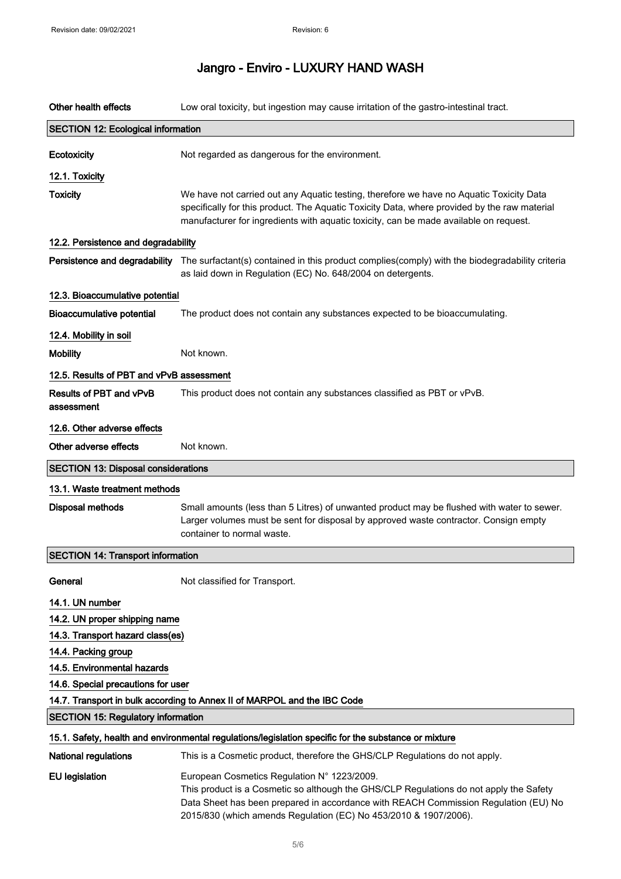# Jangro - Enviro - LUXURY HAND WASH

**Other health effects** Low oral toxicity, but ingestion may cause irritation of the gastro-intestinal tract.

## SECTION 12: Ecological information

**Ecotoxicity** Not regarded as dangerous for the environment.

### 12.1. Toxicity

**Toxicity** We have not carried out any Aquatic testing, therefore we have no Aquatic Toxicity Data specifically for this product. The Aquatic Toxicity Data, where provided by the raw material manufacturer for ingredients with aquatic toxicity, can be made available on request.

### 12.2. Persistence and degradability

**Persistence and degradability** The surfactant(s) contained in this product complies(comply) with the biodegradability criteria as laid down in Regulation (EC) No. 648/2004 on detergents.

### 12.3. Bioaccumulative potential

**Bioaccumulative potential** The product does not contain any substances expected to be bioaccumulating.

### 12.4. Mobility in soil

**Mobility** Not known.

### 12.5. Results of PBT and vPvB assessment

**Results of PBT and vPvB assessment** This product does not contain any substances classified as PBT or vPvB.

### 12.6. Other adverse effects

**Other adverse effects** Not known.

## SECTION 13: Disposal considerations

### 13.1. Waste treatment methods

**Disposal methods** Small amounts (less than 5 Litres) of unwanted product may be flushed with water to sewer. Larger volumes must be sent for disposal by approved waste contractor. Consign empty container to normal waste.

## SECTION 14: Transport information

**General** Not classified for Transport.

### 14.1. UN number

### 14.2. UN proper shipping name

### 14.3. Transport hazard class(es)

### 14.4. Packing group

### 14.5. Environmental hazards

### 14.6. Special precautions for user

### 14.7. Transport in bulk according to Annex II of MARPOL and the IBC Code

## SECTION 15: Regulatory information

### 15.1. Safety, health and environmental regulations/legislation specific for the substance or mixture

**National regulations** This is a Cosmetic product, therefore the GHS/CLP Regulations do not apply.

**EU legislation** European Cosmetics Regulation N° 1223/2009.
This product is a Cosmetic so although the GHS/CLP Regulations do not apply the Safety Data Sheet has been prepared in accordance with REACH Commission Regulation (EU) No 2015/830 (which amends Regulation (EC) No 453/2010 & 1907/2006).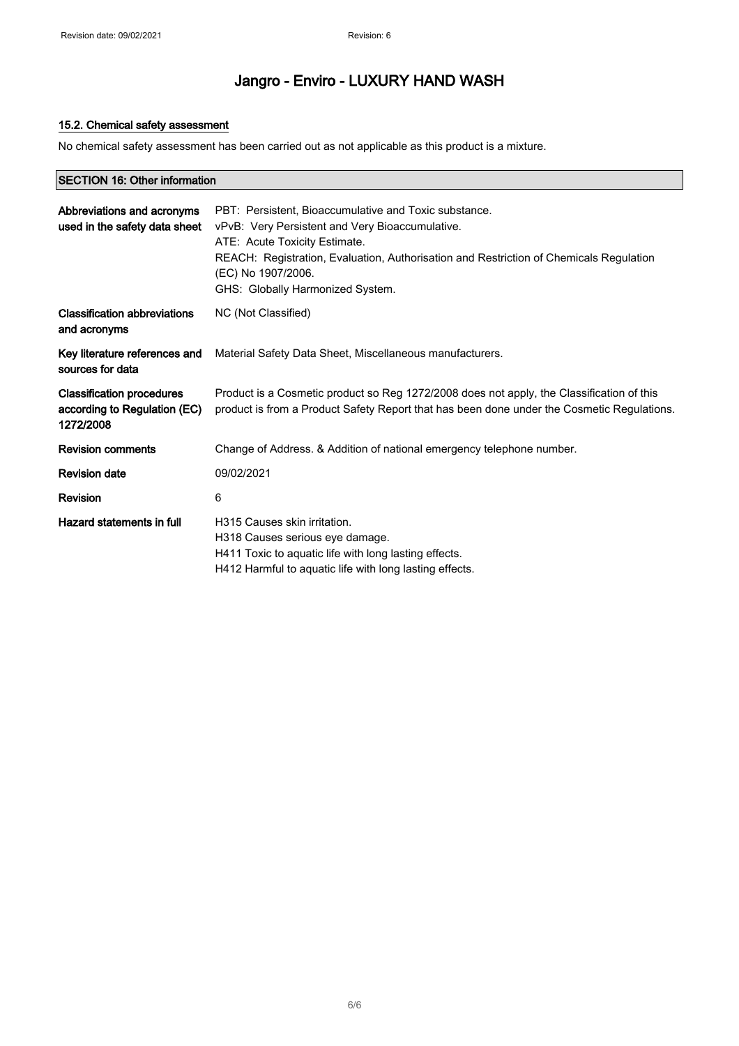### 15.2. Chemical safety assessment

No chemical safety assessment has been carried out as not applicable as this product is a mixture.

## SECTION 16: Other information

| | |
|---|---|
| **Abbreviations and acronyms used in the safety data sheet** | PBT: Persistent, Bioaccumulative and Toxic substance.<br>vPvB: Very Persistent and Very Bioaccumulative.<br>ATE: Acute Toxicity Estimate.<br>REACH: Registration, Evaluation, Authorisation and Restriction of Chemicals Regulation (EC) No 1907/2006.<br>GHS: Globally Harmonized System. |
| **Classification abbreviations and acronyms** | NC (Not Classified) |
| **Key literature references and sources for data** | Material Safety Data Sheet, Miscellaneous manufacturers. |
| **Classification procedures according to Regulation (EC) 1272/2008** | Product is a Cosmetic product so Reg 1272/2008 does not apply, the Classification of this product is from a Product Safety Report that has been done under the Cosmetic Regulations. |
| **Revision comments** | Change of Address. & Addition of national emergency telephone number. |
| **Revision date** | 09/02/2021 |
| **Revision** | 6 |
| **Hazard statements in full** | H315 Causes skin irritation.<br>H318 Causes serious eye damage.<br>H411 Toxic to aquatic life with long lasting effects.<br>H412 Harmful to aquatic life with long lasting effects. |